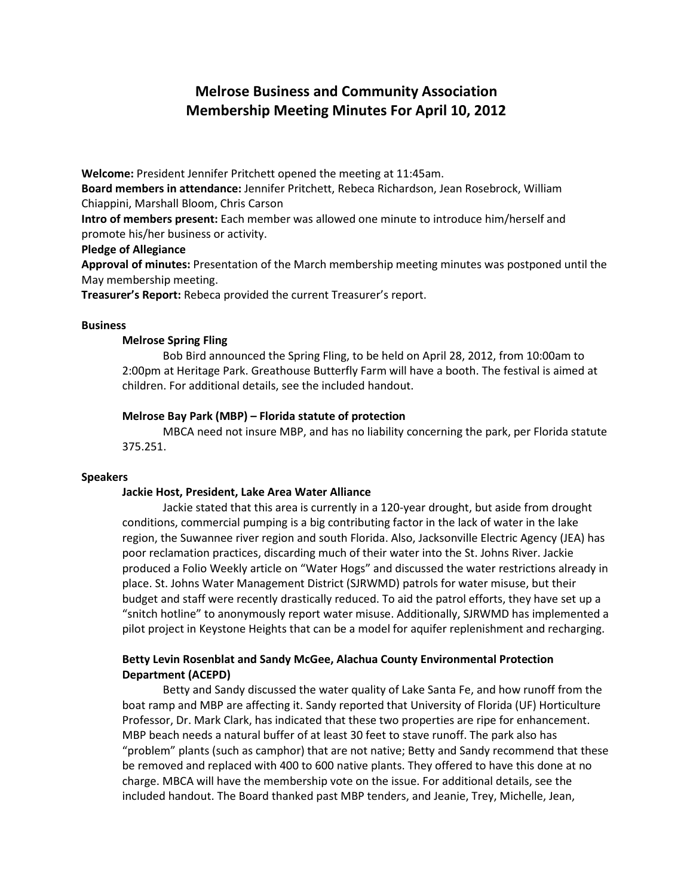# Melrose Business and Community Association
# Membership Meeting Minutes For April 10, 2012

**Welcome:** President Jennifer Pritchett opened the meeting at 11:45am.
**Board members in attendance:** Jennifer Pritchett, Rebeca Richardson, Jean Rosebrock, William Chiappini, Marshall Bloom, Chris Carson
**Intro of members present:** Each member was allowed one minute to introduce him/herself and promote his/her business or activity.
**Pledge of Allegiance**
**Approval of minutes:** Presentation of the March membership meeting minutes was postponed until the May membership meeting.
**Treasurer's Report:** Rebeca provided the current Treasurer's report.

**Business**

**Melrose Spring Fling**

Bob Bird announced the Spring Fling, to be held on April 28, 2012, from 10:00am to 2:00pm at Heritage Park. Greathouse Butterfly Farm will have a booth. The festival is aimed at children. For additional details, see the included handout.

**Melrose Bay Park (MBP) – Florida statute of protection**

MBCA need not insure MBP, and has no liability concerning the park, per Florida statute 375.251.

**Speakers**

**Jackie Host, President, Lake Area Water Alliance**

Jackie stated that this area is currently in a 120-year drought, but aside from drought conditions, commercial pumping is a big contributing factor in the lack of water in the lake region, the Suwannee river region and south Florida. Also, Jacksonville Electric Agency (JEA) has poor reclamation practices, discarding much of their water into the St. Johns River. Jackie produced a Folio Weekly article on "Water Hogs" and discussed the water restrictions already in place. St. Johns Water Management District (SJRWMD) patrols for water misuse, but their budget and staff were recently drastically reduced. To aid the patrol efforts, they have set up a "snitch hotline" to anonymously report water misuse. Additionally, SJRWMD has implemented a pilot project in Keystone Heights that can be a model for aquifer replenishment and recharging.

**Betty Levin Rosenblat and Sandy McGee, Alachua County Environmental Protection Department (ACEPD)**

Betty and Sandy discussed the water quality of Lake Santa Fe, and how runoff from the boat ramp and MBP are affecting it. Sandy reported that University of Florida (UF) Horticulture Professor, Dr. Mark Clark, has indicated that these two properties are ripe for enhancement. MBP beach needs a natural buffer of at least 30 feet to stave runoff. The park also has "problem" plants (such as camphor) that are not native; Betty and Sandy recommend that these be removed and replaced with 400 to 600 native plants. They offered to have this done at no charge. MBCA will have the membership vote on the issue. For additional details, see the included handout. The Board thanked past MBP tenders, and Jeanie, Trey, Michelle, Jean,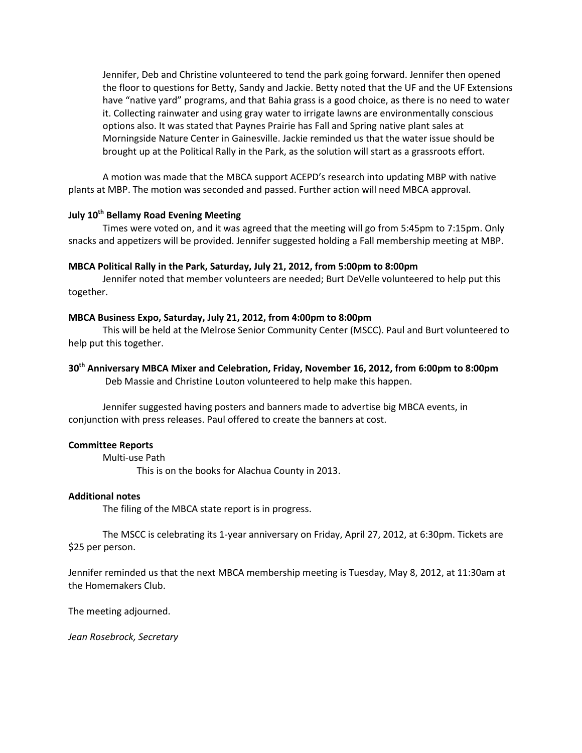Jennifer, Deb and Christine volunteered to tend the park going forward. Jennifer then opened the floor to questions for Betty, Sandy and Jackie. Betty noted that the UF and the UF Extensions have "native yard" programs, and that Bahia grass is a good choice, as there is no need to water it. Collecting rainwater and using gray water to irrigate lawns are environmentally conscious options also. It was stated that Paynes Prairie has Fall and Spring native plant sales at Morningside Nature Center in Gainesville. Jackie reminded us that the water issue should be brought up at the Political Rally in the Park, as the solution will start as a grassroots effort.

A motion was made that the MBCA support ACEPD's research into updating MBP with native plants at MBP. The motion was seconded and passed. Further action will need MBCA approval.

**July 10th Bellamy Road Evening Meeting**

Times were voted on, and it was agreed that the meeting will go from 5:45pm to 7:15pm. Only snacks and appetizers will be provided. Jennifer suggested holding a Fall membership meeting at MBP.

**MBCA Political Rally in the Park, Saturday, July 21, 2012, from 5:00pm to 8:00pm**

Jennifer noted that member volunteers are needed; Burt DeVelle volunteered to help put this together.

**MBCA Business Expo, Saturday, July 21, 2012, from 4:00pm to 8:00pm**

This will be held at the Melrose Senior Community Center (MSCC). Paul and Burt volunteered to help put this together.

**30th Anniversary MBCA Mixer and Celebration, Friday, November 16, 2012, from 6:00pm to 8:00pm**

Deb Massie and Christine Louton volunteered to help make this happen.

Jennifer suggested having posters and banners made to advertise big MBCA events, in conjunction with press releases. Paul offered to create the banners at cost.

**Committee Reports**

Multi-use Path

This is on the books for Alachua County in 2013.

**Additional notes**

The filing of the MBCA state report is in progress.

The MSCC is celebrating its 1-year anniversary on Friday, April 27, 2012, at 6:30pm. Tickets are $25 per person.

Jennifer reminded us that the next MBCA membership meeting is Tuesday, May 8, 2012, at 11:30am at the Homemakers Club.

The meeting adjourned.

*Jean Rosebrock, Secretary*